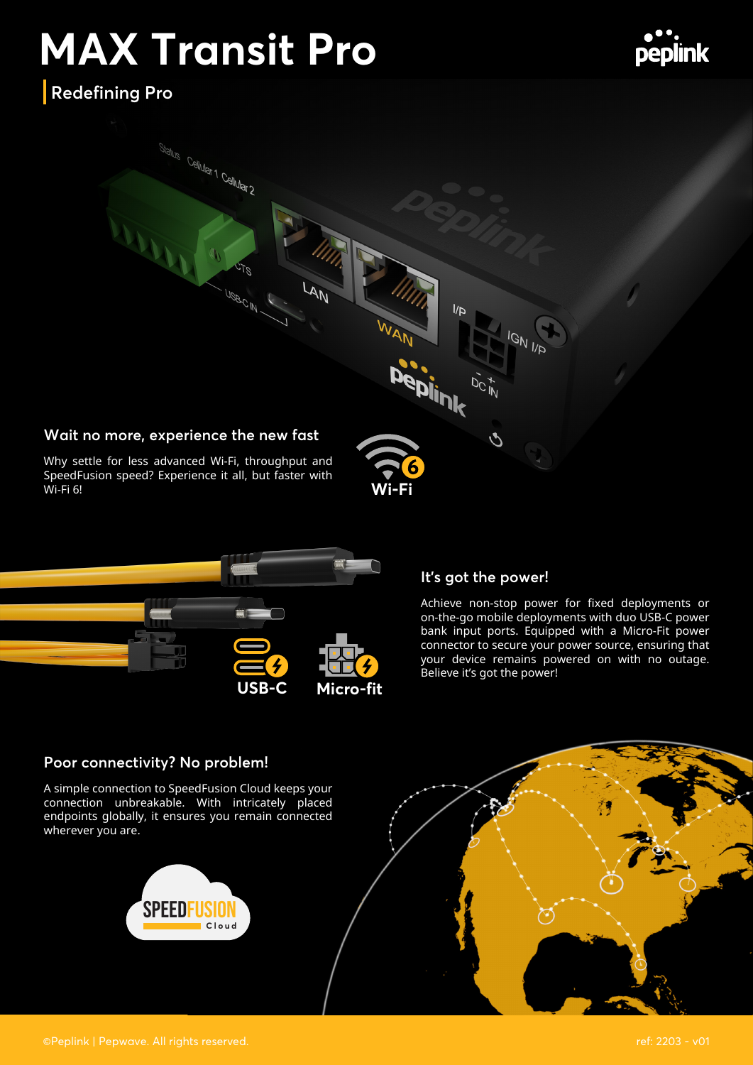# MAX Transit Pro

Redefining Pro

## Wait no more, experience the new fast

Why settle for less advanced Wi-Fi, throughput and SpeedFusion speed? Experience it all, but faster with Wi-Fi 6!

## It's got the power!

Achieve non-stop power for fixed deployments or on-the-go mobile deployments with duo USB-C power bank input ports. Equipped with a Micro-Fit power connector to secure your power source, ensuring that your device remains powered on with no outage. Believe it's got the power!

## Poor connectivity? No problem!

A simple connection to SpeedFusion Cloud keeps your connection unbreakable. With intricately placed endpoints globally, it ensures you remain connected wherever you are.

©Peplink | Pepwave. All rights reserved.

ref: 2203 - v01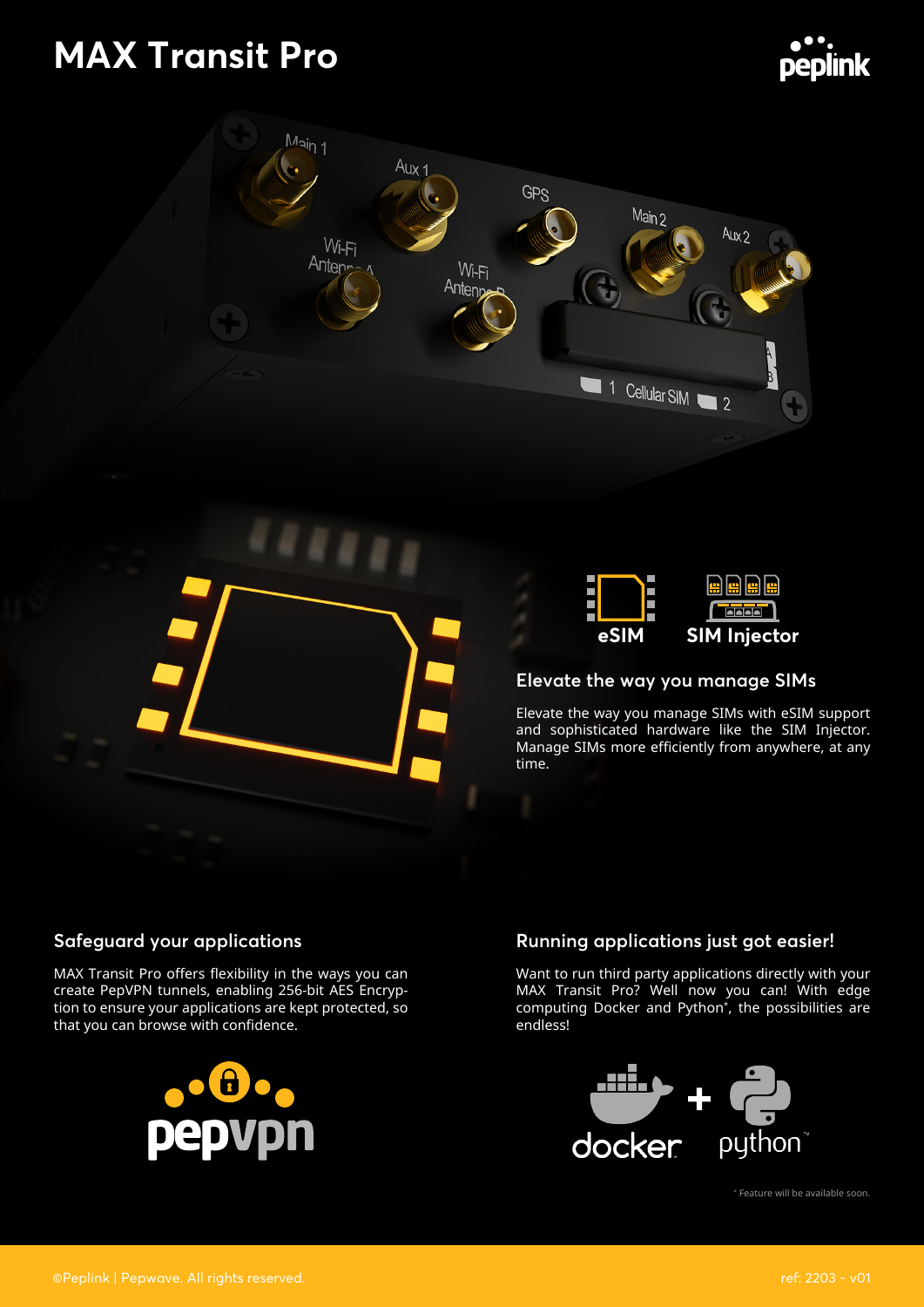# MAX Transit Pro

## Elevate the way you manage SIMs

Elevate the way you manage SIMs with eSIM support and sophisticated hardware like the SIM Injector. Manage SIMs more efficiently from anywhere, at any time.

## Safeguard your applications

MAX Transit Pro offers flexibility in the ways you can create PepVPN tunnels, enabling 256-bit AES Encryption to ensure your applications are kept protected, so that you can browse with confidence.

## Running applications just got easier!

Want to run third party applications directly with your MAX Transit Pro? Well now you can! With edge computing Docker and Python*, the possibilities are endless!

* Feature will be available soon.

©Peplink | Pepwave. All rights reserved.

ref: 2203 - v01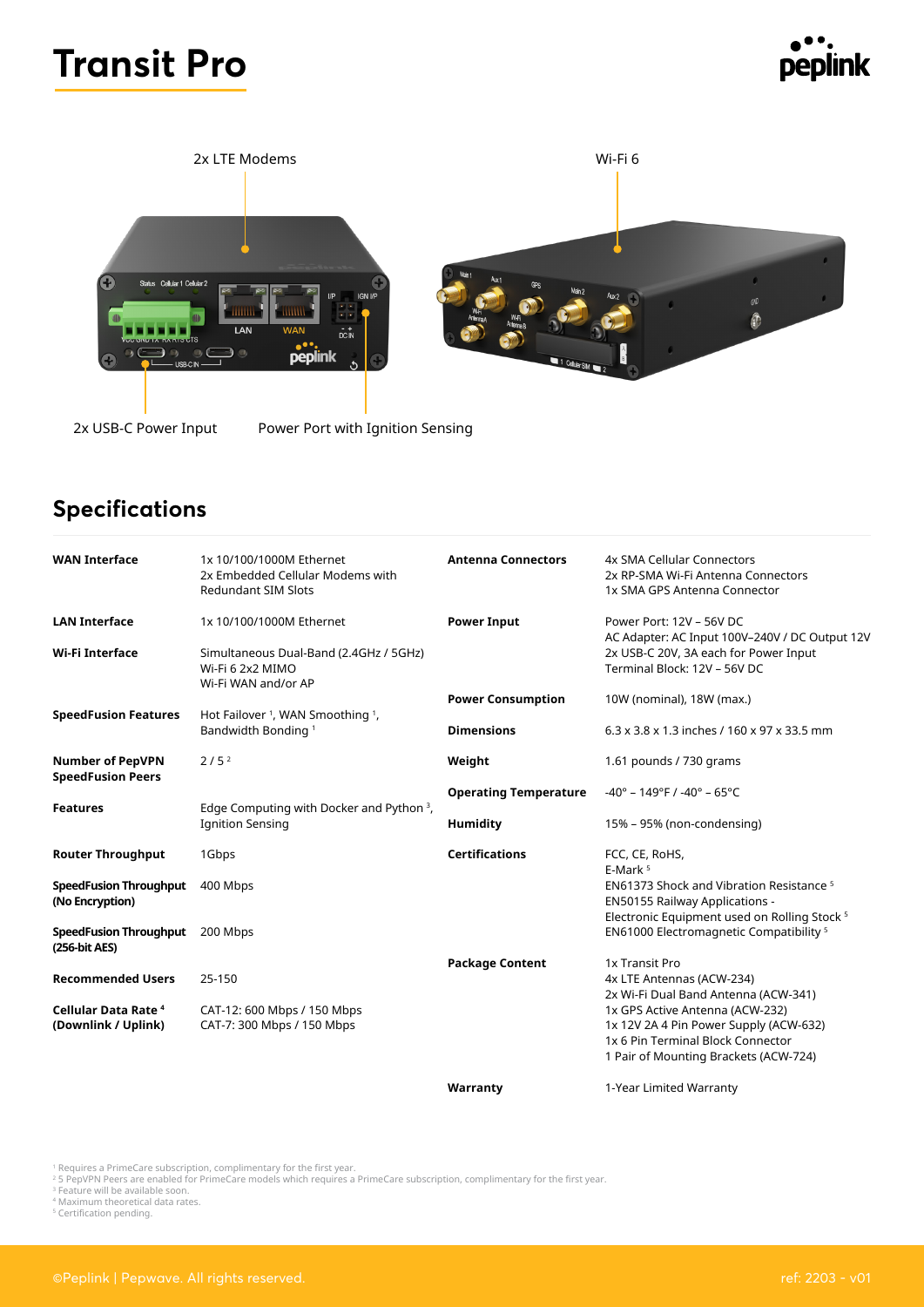# Transit Pro

2x LTE Modems

Wi-Fi 6

2x USB-C Power Input

Power Port with Ignition Sensing

## Specifications

| | |
|---|---|
| **WAN Interface** | 1x 10/100/1000M Ethernet<br>2x Embedded Cellular Modems with Redundant SIM Slots |
| **LAN Interface** | 1x 10/100/1000M Ethernet |
| **Wi-Fi Interface** | Simultaneous Dual-Band (2.4GHz / 5GHz)<br>Wi-Fi 6 2x2 MIMO<br>Wi-Fi WAN and/or AP |
| **SpeedFusion Features** | Hot Failover [1], WAN Smoothing [1], Bandwidth Bonding [1] |
| **Number of PepVPN SpeedFusion Peers** | 2 / 5 [2] |
| **Features** | Edge Computing with Docker and Python [3], Ignition Sensing |
| **Router Throughput** | 1Gbps |
| **SpeedFusion Throughput (No Encryption)** | 400 Mbps |
| **SpeedFusion Throughput (256-bit AES)** | 200 Mbps |
| **Recommended Users** | 25-150 |
| **Cellular Data Rate [4] (Downlink / Uplink)** | CAT-12: 600 Mbps / 150 Mbps<br>CAT-7: 300 Mbps / 150 Mbps |
| **Antenna Connectors** | 4x SMA Cellular Connectors<br>2x RP-SMA Wi-Fi Antenna Connectors<br>1x SMA GPS Antenna Connector |
| **Power Input** | Power Port: 12V – 56V DC<br>AC Adapter: AC Input 100V–240V / DC Output 12V<br>2x USB-C 20V, 3A each for Power Input<br>Terminal Block: 12V – 56V DC |
| **Power Consumption** | 10W (nominal), 18W (max.) |
| **Dimensions** | 6.3 x 3.8 x 1.3 inches / 160 x 97 x 33.5 mm |
| **Weight** | 1.61 pounds / 730 grams |
| **Operating Temperature** | -40° – 149°F / -40° – 65°C |
| **Humidity** | 15% – 95% (non-condensing) |
| **Certifications** | FCC, CE, RoHS,<br>E-Mark [5]<br>EN61373 Shock and Vibration Resistance [5]<br>EN50155 Railway Applications - Electronic Equipment used on Rolling Stock [5]<br>EN61000 Electromagnetic Compatibility [5] |
| **Package Content** | 1x Transit Pro<br>4x LTE Antennas (ACW-234)<br>2x Wi-Fi Dual Band Antenna (ACW-341)<br>1x GPS Active Antenna (ACW-232)<br>1x 12V 2A 4 Pin Power Supply (ACW-632)<br>1x 6 Pin Terminal Block Connector<br>1 Pair of Mounting Brackets (ACW-724) |
| **Warranty** | 1-Year Limited Warranty |

[1] Requires a PrimeCare subscription, complimentary for the first year.
[2] 5 PepVPN Peers are enabled for PrimeCare models which requires a PrimeCare subscription, complimentary for the first year.
[3] Feature will be available soon.
[4] Maximum theoretical data rates.
[5] Certification pending.

©Peplink | Pepwave. All rights reserved. ref: 2203 - v01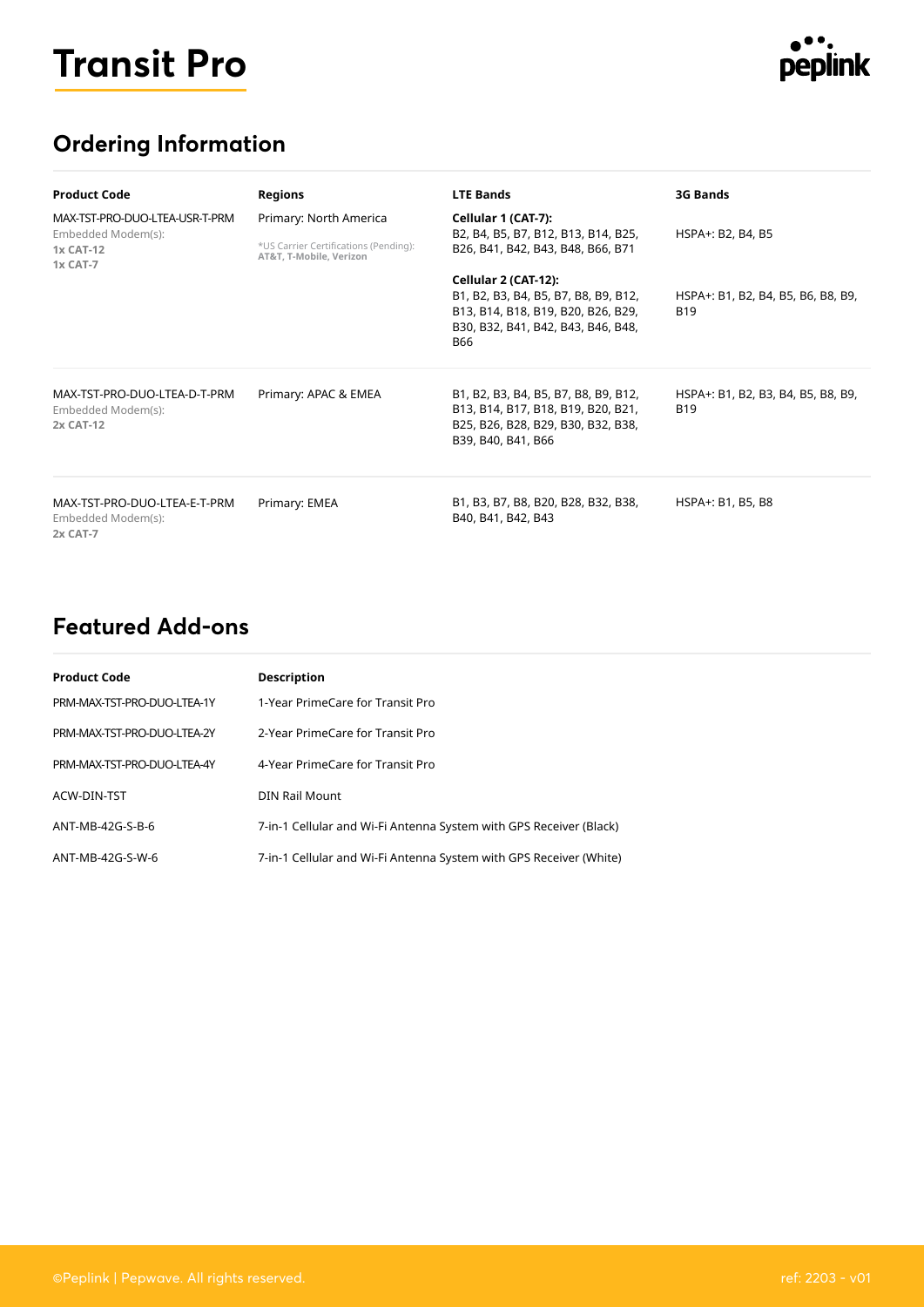# Transit Pro

## Ordering Information

| Product Code | Regions | LTE Bands | 3G Bands |
| --- | --- | --- | --- |
| MAX-TST-PRO-DUO-LTEA-USR-T-PRM<br>Embedded Modem(s):<br>**1x CAT-12**<br>**1x CAT-7** | Primary: North America<br><br>*US Carrier Certifications (Pending):<br>**AT&T, T-Mobile, Verizon** | **Cellular 1 (CAT-7):**<br>B2, B4, B5, B7, B12, B13, B14, B25, B26, B41, B42, B43, B48, B66, B71<br><br>**Cellular 2 (CAT-12):**<br>B1, B2, B3, B4, B5, B7, B8, B9, B12, B13, B14, B18, B19, B20, B26, B29, B30, B32, B41, B42, B43, B46, B48, B66 | HSPA+: B2, B4, B5<br><br>HSPA+: B1, B2, B4, B5, B6, B8, B9, B19 |
| MAX-TST-PRO-DUO-LTEA-D-T-PRM<br>Embedded Modem(s):<br>**2x CAT-12** | Primary: APAC & EMEA | B1, B2, B3, B4, B5, B7, B8, B9, B12, B13, B14, B17, B18, B19, B20, B21, B25, B26, B28, B29, B30, B32, B38, B39, B40, B41, B66 | HSPA+: B1, B2, B3, B4, B5, B8, B9, B19 |
| MAX-TST-PRO-DUO-LTEA-E-T-PRM<br>Embedded Modem(s):<br>**2x CAT-7** | Primary: EMEA | B1, B3, B7, B8, B20, B28, B32, B38, B40, B41, B42, B43 | HSPA+: B1, B5, B8 |

## Featured Add-ons

| Product Code | Description |
| --- | --- |
| PRM-MAX-TST-PRO-DUO-LTEA-1Y | 1-Year PrimeCare for Transit Pro |
| PRM-MAX-TST-PRO-DUO-LTEA-2Y | 2-Year PrimeCare for Transit Pro |
| PRM-MAX-TST-PRO-DUO-LTEA-4Y | 4-Year PrimeCare for Transit Pro |
| ACW-DIN-TST | DIN Rail Mount |
| ANT-MB-42G-S-B-6 | 7-in-1 Cellular and Wi-Fi Antenna System with GPS Receiver (Black) |
| ANT-MB-42G-S-W-6 | 7-in-1 Cellular and Wi-Fi Antenna System with GPS Receiver (White) |

©Peplink | Pepwave. All rights reserved.

ref: 2203 - v01